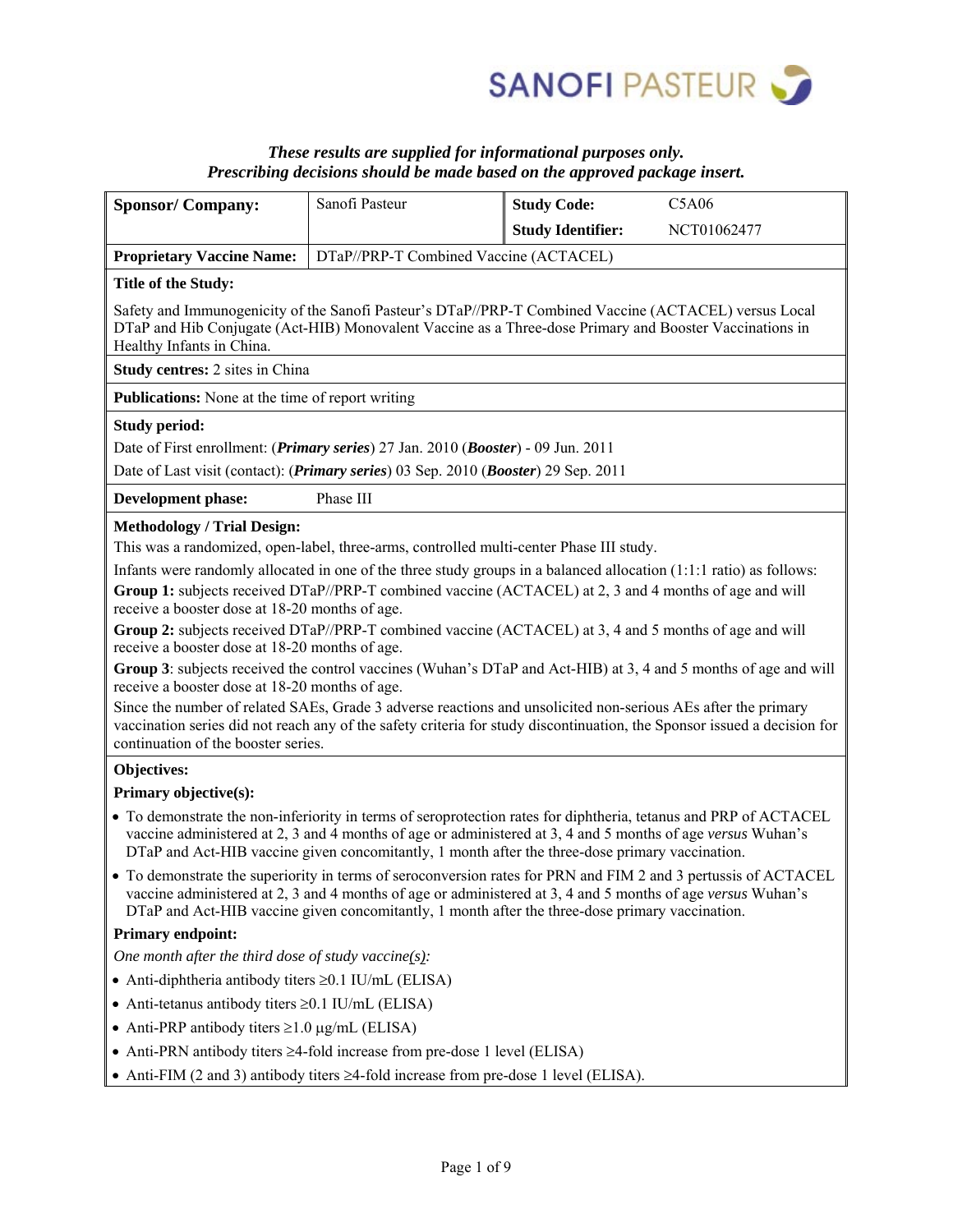*These results are supplied for informational purposes only.*
*Prescribing decisions should be made based on the approved package insert.*

| **Sponsor/ Company:** | Sanofi Pasteur | **Study Code:** | C5A06 |
|---|---|---|---|
| | | **Study Identifier:** | NCT01062477 |
| **Proprietary Vaccine Name:** | DTaP//PRP-T Combined Vaccine (ACTACEL) | | |

**Title of the Study:**

Safety and Immunogenicity of the Sanofi Pasteur's DTaP//PRP-T Combined Vaccine (ACTACEL) versus Local DTaP and Hib Conjugate (Act-HIB) Monovalent Vaccine as a Three-dose Primary and Booster Vaccinations in Healthy Infants in China.

**Study centres:** 2 sites in China

**Publications:** None at the time of report writing

**Study period:**

Date of First enrollment: (***Primary series***) 27 Jan. 2010 (***Booster***) - 09 Jun. 2011

Date of Last visit (contact): (***Primary series***) 03 Sep. 2010 (***Booster***) 29 Sep. 2011

**Development phase:** Phase III

**Methodology / Trial Design:**

This was a randomized, open-label, three-arms, controlled multi-center Phase III study.

Infants were randomly allocated in one of the three study groups in a balanced allocation (1:1:1 ratio) as follows:

**Group 1:** subjects received DTaP//PRP-T combined vaccine (ACTACEL) at 2, 3 and 4 months of age and will receive a booster dose at 18-20 months of age.

**Group 2:** subjects received DTaP//PRP-T combined vaccine (ACTACEL) at 3, 4 and 5 months of age and will receive a booster dose at 18-20 months of age.

**Group 3**: subjects received the control vaccines (Wuhan's DTaP and Act-HIB) at 3, 4 and 5 months of age and will receive a booster dose at 18-20 months of age.

Since the number of related SAEs, Grade 3 adverse reactions and unsolicited non-serious AEs after the primary vaccination series did not reach any of the safety criteria for study discontinuation, the Sponsor issued a decision for continuation of the booster series.

**Objectives:**

**Primary objective(s):**

- To demonstrate the non-inferiority in terms of seroprotection rates for diphtheria, tetanus and PRP of ACTACEL vaccine administered at 2, 3 and 4 months of age or administered at 3, 4 and 5 months of age *versus* Wuhan's DTaP and Act-HIB vaccine given concomitantly, 1 month after the three-dose primary vaccination.
- To demonstrate the superiority in terms of seroconversion rates for PRN and FIM 2 and 3 pertussis of ACTACEL vaccine administered at 2, 3 and 4 months of age or administered at 3, 4 and 5 months of age *versus* Wuhan's DTaP and Act-HIB vaccine given concomitantly, 1 month after the three-dose primary vaccination.

**Primary endpoint:**

*One month after the third dose of study vaccine(s):*

- Anti-diphtheria antibody titers ≥0.1 IU/mL (ELISA)
- Anti-tetanus antibody titers ≥0.1 IU/mL (ELISA)
- Anti-PRP antibody titers ≥1.0 μg/mL (ELISA)
- Anti-PRN antibody titers ≥4-fold increase from pre-dose 1 level (ELISA)
- Anti-FIM (2 and 3) antibody titers ≥4-fold increase from pre-dose 1 level (ELISA).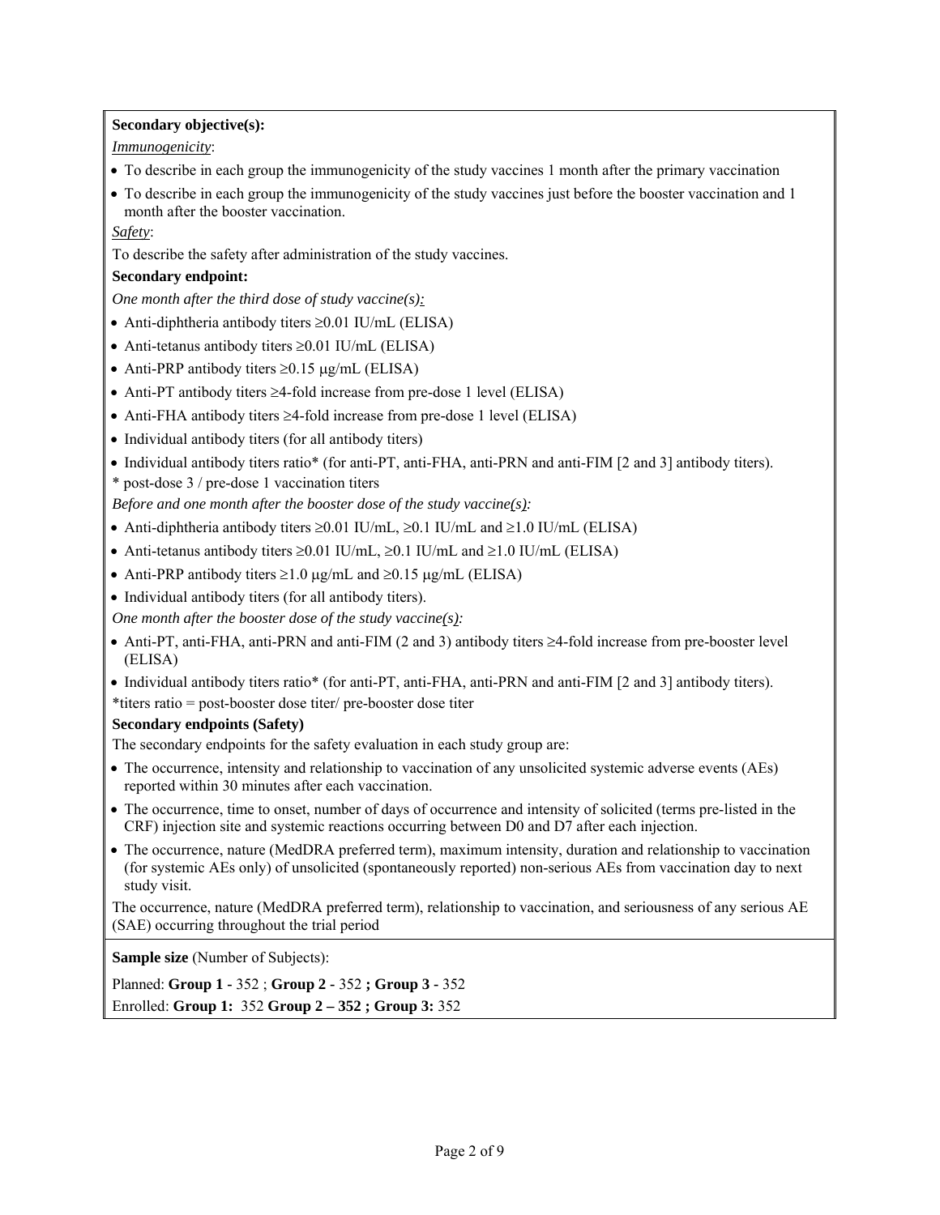**Secondary objective(s):**

*Immunogenicity*:

- To describe in each group the immunogenicity of the study vaccines 1 month after the primary vaccination
- To describe in each group the immunogenicity of the study vaccines just before the booster vaccination and 1 month after the booster vaccination.

*Safety*:

To describe the safety after administration of the study vaccines.

**Secondary endpoint:**

*One month after the third dose of study vaccine(s):*

- Anti-diphtheria antibody titers ≥0.01 IU/mL (ELISA)
- Anti-tetanus antibody titers ≥0.01 IU/mL (ELISA)
- Anti-PRP antibody titers ≥0.15 μg/mL (ELISA)
- Anti-PT antibody titers ≥4-fold increase from pre-dose 1 level (ELISA)
- Anti-FHA antibody titers ≥4-fold increase from pre-dose 1 level (ELISA)
- Individual antibody titers (for all antibody titers)
- Individual antibody titers ratio* (for anti-PT, anti-FHA, anti-PRN and anti-FIM [2 and 3] antibody titers).

\* post-dose 3 / pre-dose 1 vaccination titers

*Before and one month after the booster dose of the study vaccine(s):*

- Anti-diphtheria antibody titers ≥0.01 IU/mL, ≥0.1 IU/mL and ≥1.0 IU/mL (ELISA)
- Anti-tetanus antibody titers ≥0.01 IU/mL, ≥0.1 IU/mL and ≥1.0 IU/mL (ELISA)
- Anti-PRP antibody titers ≥1.0 μg/mL and ≥0.15 μg/mL (ELISA)
- Individual antibody titers (for all antibody titers).

*One month after the booster dose of the study vaccine(s):*

- Anti-PT, anti-FHA, anti-PRN and anti-FIM (2 and 3) antibody titers ≥4-fold increase from pre-booster level (ELISA)
- Individual antibody titers ratio* (for anti-PT, anti-FHA, anti-PRN and anti-FIM [2 and 3] antibody titers).

*titers ratio = post-booster dose titer/ pre-booster dose titer

**Secondary endpoints (Safety)**

The secondary endpoints for the safety evaluation in each study group are:

- The occurrence, intensity and relationship to vaccination of any unsolicited systemic adverse events (AEs) reported within 30 minutes after each vaccination.
- The occurrence, time to onset, number of days of occurrence and intensity of solicited (terms pre-listed in the CRF) injection site and systemic reactions occurring between D0 and D7 after each injection.
- The occurrence, nature (MedDRA preferred term), maximum intensity, duration and relationship to vaccination (for systemic AEs only) of unsolicited (spontaneously reported) non-serious AEs from vaccination day to next study visit.

The occurrence, nature (MedDRA preferred term), relationship to vaccination, and seriousness of any serious AE (SAE) occurring throughout the trial period

**Sample size** (Number of Subjects):

Planned: **Group 1** - 352 ; **Group 2** - 352 **; Group 3** - 352

Enrolled: **Group 1:** 352 **Group 2 – 352 ; Group 3:** 352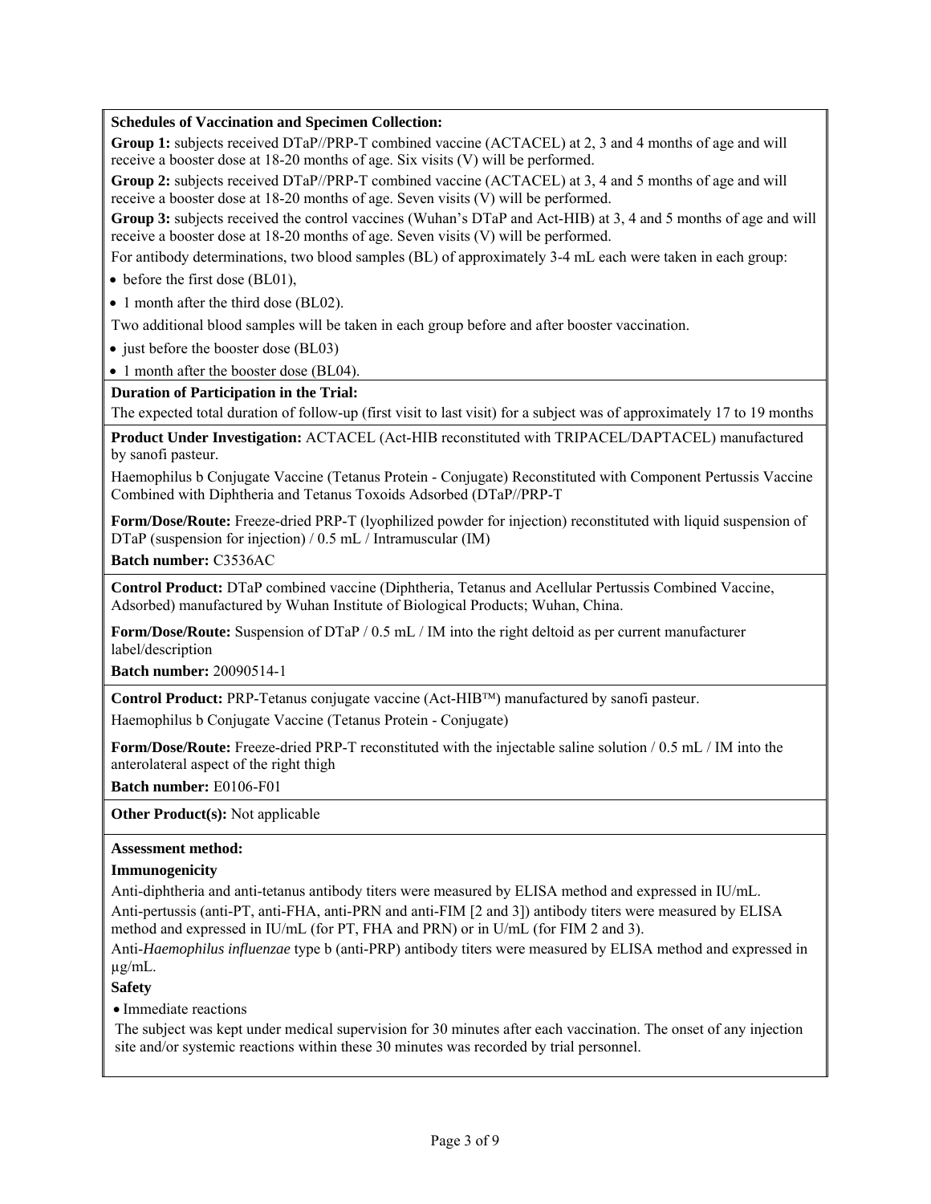**Schedules of Vaccination and Specimen Collection:**

**Group 1:** subjects received DTaP//PRP-T combined vaccine (ACTACEL) at 2, 3 and 4 months of age and will receive a booster dose at 18-20 months of age. Six visits (V) will be performed.

**Group 2:** subjects received DTaP//PRP-T combined vaccine (ACTACEL) at 3, 4 and 5 months of age and will receive a booster dose at 18-20 months of age. Seven visits (V) will be performed.

**Group 3:** subjects received the control vaccines (Wuhan's DTaP and Act-HIB) at 3, 4 and 5 months of age and will receive a booster dose at 18-20 months of age. Seven visits (V) will be performed.

For antibody determinations, two blood samples (BL) of approximately 3-4 mL each were taken in each group:

- before the first dose (BL01),
- 1 month after the third dose (BL02).

Two additional blood samples will be taken in each group before and after booster vaccination.

- just before the booster dose (BL03)
- 1 month after the booster dose (BL04).

**Duration of Participation in the Trial:**

The expected total duration of follow-up (first visit to last visit) for a subject was of approximately 17 to 19 months

**Product Under Investigation:** ACTACEL (Act-HIB reconstituted with TRIPACEL/DAPTACEL) manufactured by sanofi pasteur.

Haemophilus b Conjugate Vaccine (Tetanus Protein - Conjugate) Reconstituted with Component Pertussis Vaccine Combined with Diphtheria and Tetanus Toxoids Adsorbed (DTaP//PRP-T

**Form/Dose/Route:** Freeze-dried PRP-T (lyophilized powder for injection) reconstituted with liquid suspension of DTaP (suspension for injection) / 0.5 mL / Intramuscular (IM)

**Batch number:** C3536AC

**Control Product:** DTaP combined vaccine (Diphtheria, Tetanus and Acellular Pertussis Combined Vaccine, Adsorbed) manufactured by Wuhan Institute of Biological Products; Wuhan, China.

**Form/Dose/Route:** Suspension of DTaP / 0.5 mL / IM into the right deltoid as per current manufacturer label/description

**Batch number:** 20090514-1

**Control Product:** PRP-Tetanus conjugate vaccine (Act-HIB™) manufactured by sanofi pasteur.

Haemophilus b Conjugate Vaccine (Tetanus Protein - Conjugate)

**Form/Dose/Route:** Freeze-dried PRP-T reconstituted with the injectable saline solution / 0.5 mL / IM into the anterolateral aspect of the right thigh

**Batch number:** E0106-F01

**Other Product(s):** Not applicable

**Assessment method:**

**Immunogenicity**

Anti-diphtheria and anti-tetanus antibody titers were measured by ELISA method and expressed in IU/mL.

Anti-pertussis (anti-PT, anti-FHA, anti-PRN and anti-FIM [2 and 3]) antibody titers were measured by ELISA method and expressed in IU/mL (for PT, FHA and PRN) or in U/mL (for FIM 2 and 3).

Anti-*Haemophilus influenzae* type b (anti-PRP) antibody titers were measured by ELISA method and expressed in µg/mL.

**Safety**

- Immediate reactions

The subject was kept under medical supervision for 30 minutes after each vaccination. The onset of any injection site and/or systemic reactions within these 30 minutes was recorded by trial personnel.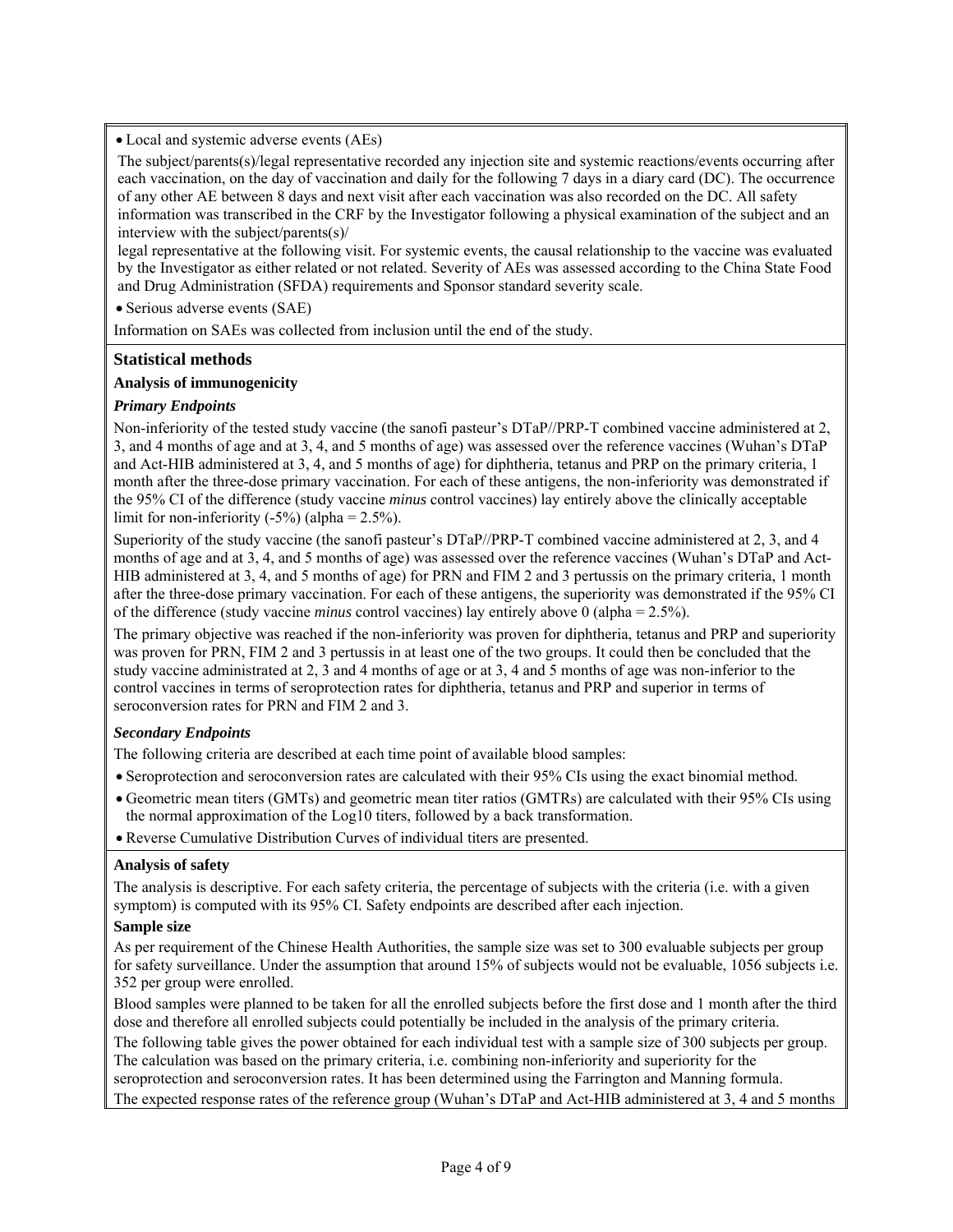- Local and systemic adverse events (AEs)

The subject/parents(s)/legal representative recorded any injection site and systemic reactions/events occurring after each vaccination, on the day of vaccination and daily for the following 7 days in a diary card (DC). The occurrence of any other AE between 8 days and next visit after each vaccination was also recorded on the DC. All safety information was transcribed in the CRF by the Investigator following a physical examination of the subject and an interview with the subject/parents(s)/
legal representative at the following visit. For systemic events, the causal relationship to the vaccine was evaluated by the Investigator as either related or not related. Severity of AEs was assessed according to the China State Food and Drug Administration (SFDA) requirements and Sponsor standard severity scale.

- Serious adverse events (SAE)

Information on SAEs was collected from inclusion until the end of the study.

## Statistical methods

### Analysis of immunogenicity

#### *Primary Endpoints*

Non-inferiority of the tested study vaccine (the sanofi pasteur's DTaP//PRP-T combined vaccine administered at 2, 3, and 4 months of age and at 3, 4, and 5 months of age) was assessed over the reference vaccines (Wuhan's DTaP and Act-HIB administered at 3, 4, and 5 months of age) for diphtheria, tetanus and PRP on the primary criteria, 1 month after the three-dose primary vaccination. For each of these antigens, the non-inferiority was demonstrated if the 95% CI of the difference (study vaccine *minus* control vaccines) lay entirely above the clinically acceptable limit for non-inferiority (-5%) (alpha = 2.5%).

Superiority of the study vaccine (the sanofi pasteur's DTaP//PRP-T combined vaccine administered at 2, 3, and 4 months of age and at 3, 4, and 5 months of age) was assessed over the reference vaccines (Wuhan's DTaP and Act-HIB administered at 3, 4, and 5 months of age) for PRN and FIM 2 and 3 pertussis on the primary criteria, 1 month after the three-dose primary vaccination. For each of these antigens, the superiority was demonstrated if the 95% CI of the difference (study vaccine *minus* control vaccines) lay entirely above 0 (alpha = 2.5%).

The primary objective was reached if the non-inferiority was proven for diphtheria, tetanus and PRP and superiority was proven for PRN, FIM 2 and 3 pertussis in at least one of the two groups. It could then be concluded that the study vaccine administrated at 2, 3 and 4 months of age or at 3, 4 and 5 months of age was non-inferior to the control vaccines in terms of seroprotection rates for diphtheria, tetanus and PRP and superior in terms of seroconversion rates for PRN and FIM 2 and 3.

#### *Secondary Endpoints*

The following criteria are described at each time point of available blood samples:

- Seroprotection and seroconversion rates are calculated with their 95% CIs using the exact binomial method.
- Geometric mean titers (GMTs) and geometric mean titer ratios (GMTRs) are calculated with their 95% CIs using the normal approximation of the Log10 titers, followed by a back transformation.
- Reverse Cumulative Distribution Curves of individual titers are presented.

### Analysis of safety

The analysis is descriptive. For each safety criteria, the percentage of subjects with the criteria (i.e. with a given symptom) is computed with its 95% CI. Safety endpoints are described after each injection.

### Sample size

As per requirement of the Chinese Health Authorities, the sample size was set to 300 evaluable subjects per group for safety surveillance. Under the assumption that around 15% of subjects would not be evaluable, 1056 subjects i.e. 352 per group were enrolled.

Blood samples were planned to be taken for all the enrolled subjects before the first dose and 1 month after the third dose and therefore all enrolled subjects could potentially be included in the analysis of the primary criteria.

The following table gives the power obtained for each individual test with a sample size of 300 subjects per group. The calculation was based on the primary criteria, i.e. combining non-inferiority and superiority for the seroprotection and seroconversion rates. It has been determined using the Farrington and Manning formula.

The expected response rates of the reference group (Wuhan's DTaP and Act-HIB administered at 3, 4 and 5 months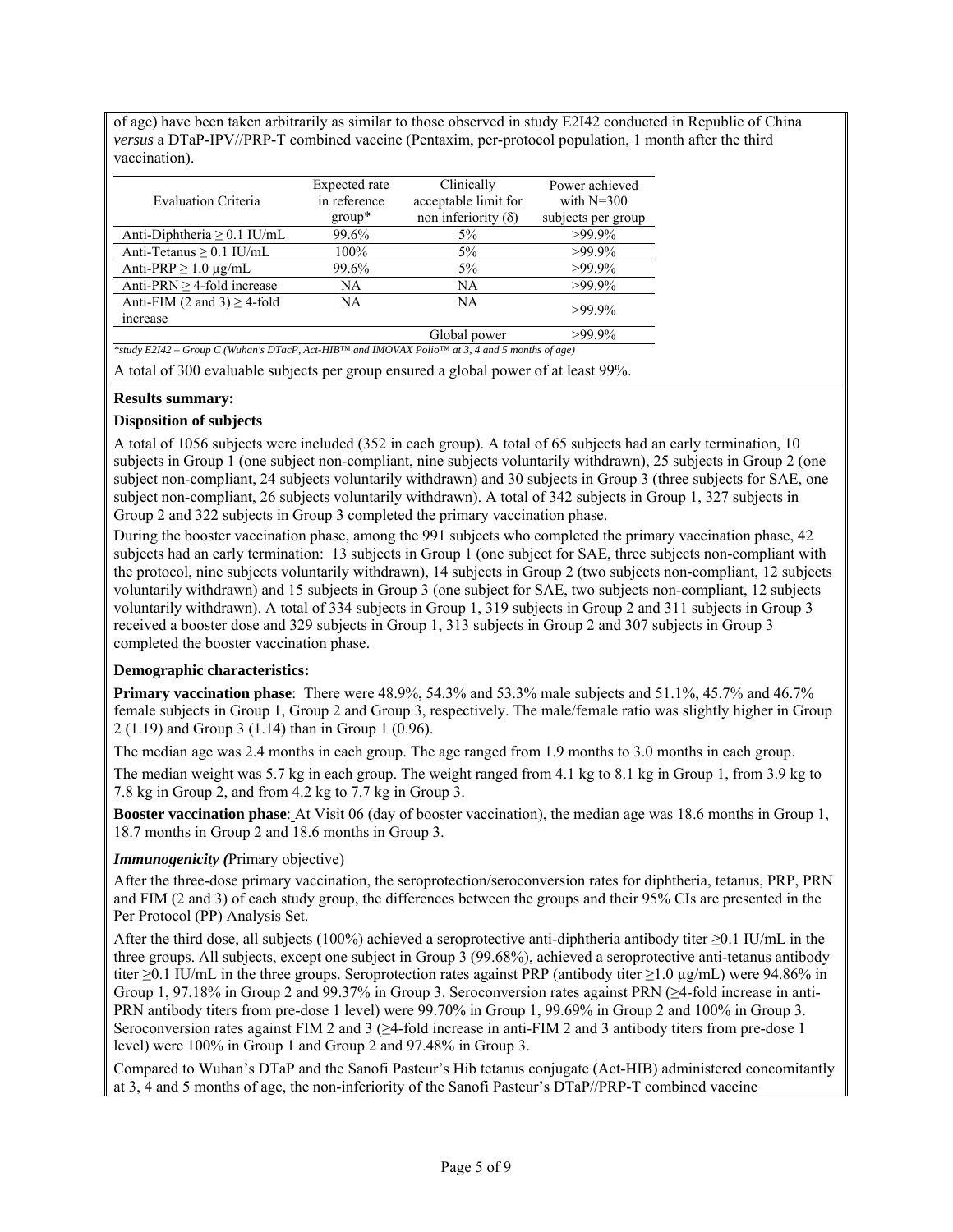of age) have been taken arbitrarily as similar to those observed in study E2I42 conducted in Republic of China *versus* a DTaP-IPV//PRP-T combined vaccine (Pentaxim, per-protocol population, 1 month after the third vaccination).

| Evaluation Criteria | Expected rate in reference group* | Clinically acceptable limit for non inferiority (δ) | Power achieved with N=300 subjects per group |
|---|---|---|---|
| Anti-Diphtheria ≥ 0.1 IU/mL | 99.6% | 5% | >99.9% |
| Anti-Tetanus ≥ 0.1 IU/mL | 100% | 5% | >99.9% |
| Anti-PRP ≥ 1.0 µg/mL | 99.6% | 5% | >99.9% |
| Anti-PRN ≥ 4-fold increase | NA | NA | >99.9% |
| Anti-FIM (2 and 3) ≥ 4-fold increase | NA | NA | >99.9% |
| | | Global power | >99.9% |

*\*study E2I42 – Group C (Wuhan's DTacP, Act-HIB™ and IMOVAX Polio™ at 3, 4 and 5 months of age)*

A total of 300 evaluable subjects per group ensured a global power of at least 99%.

**Results summary:**

**Disposition of subjects**

A total of 1056 subjects were included (352 in each group). A total of 65 subjects had an early termination, 10 subjects in Group 1 (one subject non-compliant, nine subjects voluntarily withdrawn), 25 subjects in Group 2 (one subject non-compliant, 24 subjects voluntarily withdrawn) and 30 subjects in Group 3 (three subjects for SAE, one subject non-compliant, 26 subjects voluntarily withdrawn). A total of 342 subjects in Group 1, 327 subjects in Group 2 and 322 subjects in Group 3 completed the primary vaccination phase.

During the booster vaccination phase, among the 991 subjects who completed the primary vaccination phase, 42 subjects had an early termination: 13 subjects in Group 1 (one subject for SAE, three subjects non-compliant with the protocol, nine subjects voluntarily withdrawn), 14 subjects in Group 2 (two subjects non-compliant, 12 subjects voluntarily withdrawn) and 15 subjects in Group 3 (one subject for SAE, two subjects non-compliant, 12 subjects voluntarily withdrawn). A total of 334 subjects in Group 1, 319 subjects in Group 2 and 311 subjects in Group 3 received a booster dose and 329 subjects in Group 1, 313 subjects in Group 2 and 307 subjects in Group 3 completed the booster vaccination phase.

**Demographic characteristics:**

**Primary vaccination phase**: There were 48.9%, 54.3% and 53.3% male subjects and 51.1%, 45.7% and 46.7% female subjects in Group 1, Group 2 and Group 3, respectively. The male/female ratio was slightly higher in Group 2 (1.19) and Group 3 (1.14) than in Group 1 (0.96).

The median age was 2.4 months in each group. The age ranged from 1.9 months to 3.0 months in each group.

The median weight was 5.7 kg in each group. The weight ranged from 4.1 kg to 8.1 kg in Group 1, from 3.9 kg to 7.8 kg in Group 2, and from 4.2 kg to 7.7 kg in Group 3.

**Booster vaccination phase**: At Visit 06 (day of booster vaccination), the median age was 18.6 months in Group 1, 18.7 months in Group 2 and 18.6 months in Group 3.

***Immunogenicity (***Primary objective)

After the three-dose primary vaccination, the seroprotection/seroconversion rates for diphtheria, tetanus, PRP, PRN and FIM (2 and 3) of each study group, the differences between the groups and their 95% CIs are presented in the Per Protocol (PP) Analysis Set.

After the third dose, all subjects (100%) achieved a seroprotective anti-diphtheria antibody titer ≥0.1 IU/mL in the three groups. All subjects, except one subject in Group 3 (99.68%), achieved a seroprotective anti-tetanus antibody titer ≥0.1 IU/mL in the three groups. Seroprotection rates against PRP (antibody titer ≥1.0 µg/mL) were 94.86% in Group 1, 97.18% in Group 2 and 99.37% in Group 3. Seroconversion rates against PRN (≥4-fold increase in anti-PRN antibody titers from pre-dose 1 level) were 99.70% in Group 1, 99.69% in Group 2 and 100% in Group 3. Seroconversion rates against FIM 2 and 3 (≥4-fold increase in anti-FIM 2 and 3 antibody titers from pre-dose 1 level) were 100% in Group 1 and Group 2 and 97.48% in Group 3.

Compared to Wuhan's DTaP and the Sanofi Pasteur's Hib tetanus conjugate (Act-HIB) administered concomitantly at 3, 4 and 5 months of age, the non-inferiority of the Sanofi Pasteur's DTaP//PRP-T combined vaccine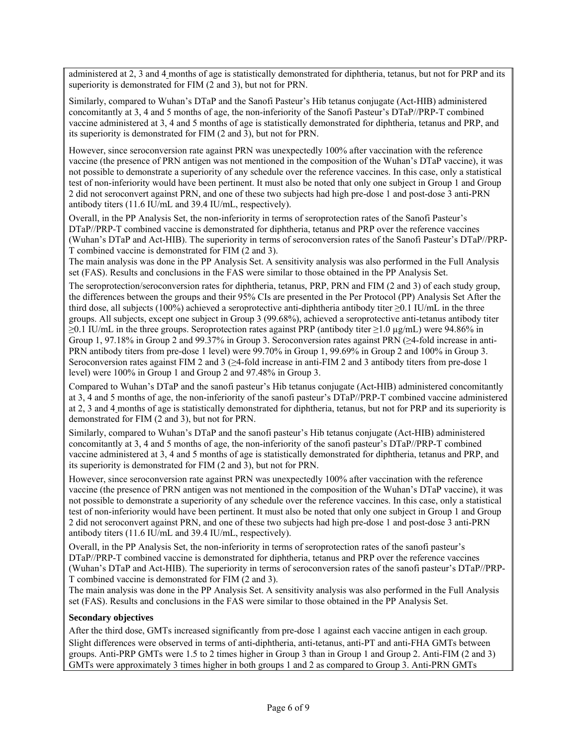administered at 2, 3 and 4 months of age is statistically demonstrated for diphtheria, tetanus, but not for PRP and its superiority is demonstrated for FIM (2 and 3), but not for PRN.

Similarly, compared to Wuhan's DTaP and the Sanofi Pasteur's Hib tetanus conjugate (Act-HIB) administered concomitantly at 3, 4 and 5 months of age, the non-inferiority of the Sanofi Pasteur's DTaP//PRP-T combined vaccine administered at 3, 4 and 5 months of age is statistically demonstrated for diphtheria, tetanus and PRP, and its superiority is demonstrated for FIM (2 and 3), but not for PRN.

However, since seroconversion rate against PRN was unexpectedly 100% after vaccination with the reference vaccine (the presence of PRN antigen was not mentioned in the composition of the Wuhan's DTaP vaccine), it was not possible to demonstrate a superiority of any schedule over the reference vaccines. In this case, only a statistical test of non-inferiority would have been pertinent. It must also be noted that only one subject in Group 1 and Group 2 did not seroconvert against PRN, and one of these two subjects had high pre-dose 1 and post-dose 3 anti-PRN antibody titers (11.6 IU/mL and 39.4 IU/mL, respectively).

Overall, in the PP Analysis Set, the non-inferiority in terms of seroprotection rates of the Sanofi Pasteur's DTaP//PRP-T combined vaccine is demonstrated for diphtheria, tetanus and PRP over the reference vaccines (Wuhan's DTaP and Act-HIB). The superiority in terms of seroconversion rates of the Sanofi Pasteur's DTaP//PRP-T combined vaccine is demonstrated for FIM (2 and 3).

The main analysis was done in the PP Analysis Set. A sensitivity analysis was also performed in the Full Analysis set (FAS). Results and conclusions in the FAS were similar to those obtained in the PP Analysis Set.

The seroprotection/seroconversion rates for diphtheria, tetanus, PRP, PRN and FIM (2 and 3) of each study group, the differences between the groups and their 95% CIs are presented in the Per Protocol (PP) Analysis Set After the third dose, all subjects (100%) achieved a seroprotective anti-diphtheria antibody titer ≥0.1 IU/mL in the three groups. All subjects, except one subject in Group 3 (99.68%), achieved a seroprotective anti-tetanus antibody titer ≥0.1 IU/mL in the three groups. Seroprotection rates against PRP (antibody titer ≥1.0 µg/mL) were 94.86% in Group 1, 97.18% in Group 2 and 99.37% in Group 3. Seroconversion rates against PRN (≥4-fold increase in anti-PRN antibody titers from pre-dose 1 level) were 99.70% in Group 1, 99.69% in Group 2 and 100% in Group 3. Seroconversion rates against FIM 2 and 3 (≥4-fold increase in anti-FIM 2 and 3 antibody titers from pre-dose 1 level) were 100% in Group 1 and Group 2 and 97.48% in Group 3.

Compared to Wuhan's DTaP and the sanofi pasteur's Hib tetanus conjugate (Act-HIB) administered concomitantly at 3, 4 and 5 months of age, the non-inferiority of the sanofi pasteur's DTaP//PRP-T combined vaccine administered at 2, 3 and 4 months of age is statistically demonstrated for diphtheria, tetanus, but not for PRP and its superiority is demonstrated for FIM (2 and 3), but not for PRN.

Similarly, compared to Wuhan's DTaP and the sanofi pasteur's Hib tetanus conjugate (Act-HIB) administered concomitantly at 3, 4 and 5 months of age, the non-inferiority of the sanofi pasteur's DTaP//PRP-T combined vaccine administered at 3, 4 and 5 months of age is statistically demonstrated for diphtheria, tetanus and PRP, and its superiority is demonstrated for FIM (2 and 3), but not for PRN.

However, since seroconversion rate against PRN was unexpectedly 100% after vaccination with the reference vaccine (the presence of PRN antigen was not mentioned in the composition of the Wuhan's DTaP vaccine), it was not possible to demonstrate a superiority of any schedule over the reference vaccines. In this case, only a statistical test of non-inferiority would have been pertinent. It must also be noted that only one subject in Group 1 and Group 2 did not seroconvert against PRN, and one of these two subjects had high pre-dose 1 and post-dose 3 anti-PRN antibody titers (11.6 IU/mL and 39.4 IU/mL, respectively).

Overall, in the PP Analysis Set, the non-inferiority in terms of seroprotection rates of the sanofi pasteur's DTaP//PRP-T combined vaccine is demonstrated for diphtheria, tetanus and PRP over the reference vaccines (Wuhan's DTaP and Act-HIB). The superiority in terms of seroconversion rates of the sanofi pasteur's DTaP//PRP-T combined vaccine is demonstrated for FIM (2 and 3).

The main analysis was done in the PP Analysis Set. A sensitivity analysis was also performed in the Full Analysis set (FAS). Results and conclusions in the FAS were similar to those obtained in the PP Analysis Set.

**Secondary objectives**

After the third dose, GMTs increased significantly from pre-dose 1 against each vaccine antigen in each group. Slight differences were observed in terms of anti-diphtheria, anti-tetanus, anti-PT and anti-FHA GMTs between groups. Anti-PRP GMTs were 1.5 to 2 times higher in Group 3 than in Group 1 and Group 2. Anti-FIM (2 and 3) GMTs were approximately 3 times higher in both groups 1 and 2 as compared to Group 3. Anti-PRN GMTs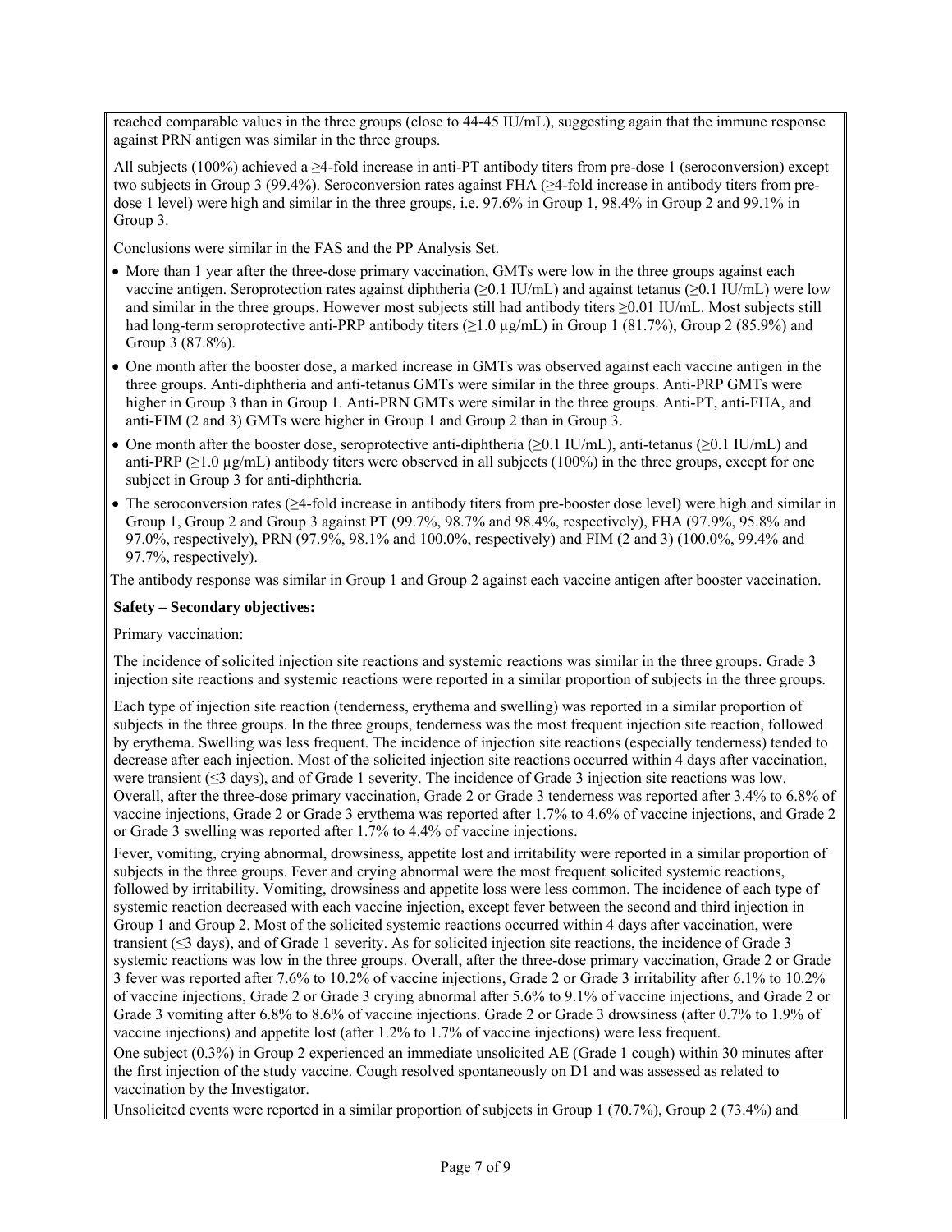reached comparable values in the three groups (close to 44-45 IU/mL), suggesting again that the immune response against PRN antigen was similar in the three groups.

All subjects (100%) achieved a ≥4-fold increase in anti-PT antibody titers from pre-dose 1 (seroconversion) except two subjects in Group 3 (99.4%). Seroconversion rates against FHA (≥4-fold increase in antibody titers from pre-dose 1 level) were high and similar in the three groups, i.e. 97.6% in Group 1, 98.4% in Group 2 and 99.1% in Group 3.

Conclusions were similar in the FAS and the PP Analysis Set.

- More than 1 year after the three-dose primary vaccination, GMTs were low in the three groups against each vaccine antigen. Seroprotection rates against diphtheria (≥0.1 IU/mL) and against tetanus (≥0.1 IU/mL) were low and similar in the three groups. However most subjects still had antibody titers ≥0.01 IU/mL. Most subjects still had long-term seroprotective anti-PRP antibody titers (≥1.0 µg/mL) in Group 1 (81.7%), Group 2 (85.9%) and Group 3 (87.8%).
- One month after the booster dose, a marked increase in GMTs was observed against each vaccine antigen in the three groups. Anti-diphtheria and anti-tetanus GMTs were similar in the three groups. Anti-PRP GMTs were higher in Group 3 than in Group 1. Anti-PRN GMTs were similar in the three groups. Anti-PT, anti-FHA, and anti-FIM (2 and 3) GMTs were higher in Group 1 and Group 2 than in Group 3.
- One month after the booster dose, seroprotective anti-diphtheria (≥0.1 IU/mL), anti-tetanus (≥0.1 IU/mL) and anti-PRP (≥1.0 µg/mL) antibody titers were observed in all subjects (100%) in the three groups, except for one subject in Group 3 for anti-diphtheria.
- The seroconversion rates (≥4-fold increase in antibody titers from pre-booster dose level) were high and similar in Group 1, Group 2 and Group 3 against PT (99.7%, 98.7% and 98.4%, respectively), FHA (97.9%, 95.8% and 97.0%, respectively), PRN (97.9%, 98.1% and 100.0%, respectively) and FIM (2 and 3) (100.0%, 99.4% and 97.7%, respectively).

The antibody response was similar in Group 1 and Group 2 against each vaccine antigen after booster vaccination.

**Safety – Secondary objectives:**

Primary vaccination:

The incidence of solicited injection site reactions and systemic reactions was similar in the three groups. Grade 3 injection site reactions and systemic reactions were reported in a similar proportion of subjects in the three groups.

Each type of injection site reaction (tenderness, erythema and swelling) was reported in a similar proportion of subjects in the three groups. In the three groups, tenderness was the most frequent injection site reaction, followed by erythema. Swelling was less frequent. The incidence of injection site reactions (especially tenderness) tended to decrease after each injection. Most of the solicited injection site reactions occurred within 4 days after vaccination, were transient (≤3 days), and of Grade 1 severity. The incidence of Grade 3 injection site reactions was low. Overall, after the three-dose primary vaccination, Grade 2 or Grade 3 tenderness was reported after 3.4% to 6.8% of vaccine injections, Grade 2 or Grade 3 erythema was reported after 1.7% to 4.6% of vaccine injections, and Grade 2 or Grade 3 swelling was reported after 1.7% to 4.4% of vaccine injections.

Fever, vomiting, crying abnormal, drowsiness, appetite lost and irritability were reported in a similar proportion of subjects in the three groups. Fever and crying abnormal were the most frequent solicited systemic reactions, followed by irritability. Vomiting, drowsiness and appetite loss were less common. The incidence of each type of systemic reaction decreased with each vaccine injection, except fever between the second and third injection in Group 1 and Group 2. Most of the solicited systemic reactions occurred within 4 days after vaccination, were transient (≤3 days), and of Grade 1 severity. As for solicited injection site reactions, the incidence of Grade 3 systemic reactions was low in the three groups. Overall, after the three-dose primary vaccination, Grade 2 or Grade 3 fever was reported after 7.6% to 10.2% of vaccine injections, Grade 2 or Grade 3 irritability after 6.1% to 10.2% of vaccine injections, Grade 2 or Grade 3 crying abnormal after 5.6% to 9.1% of vaccine injections, and Grade 2 or Grade 3 vomiting after 6.8% to 8.6% of vaccine injections. Grade 2 or Grade 3 drowsiness (after 0.7% to 1.9% of vaccine injections) and appetite lost (after 1.2% to 1.7% of vaccine injections) were less frequent.

One subject (0.3%) in Group 2 experienced an immediate unsolicited AE (Grade 1 cough) within 30 minutes after the first injection of the study vaccine. Cough resolved spontaneously on D1 and was assessed as related to vaccination by the Investigator.

Unsolicited events were reported in a similar proportion of subjects in Group 1 (70.7%), Group 2 (73.4%) and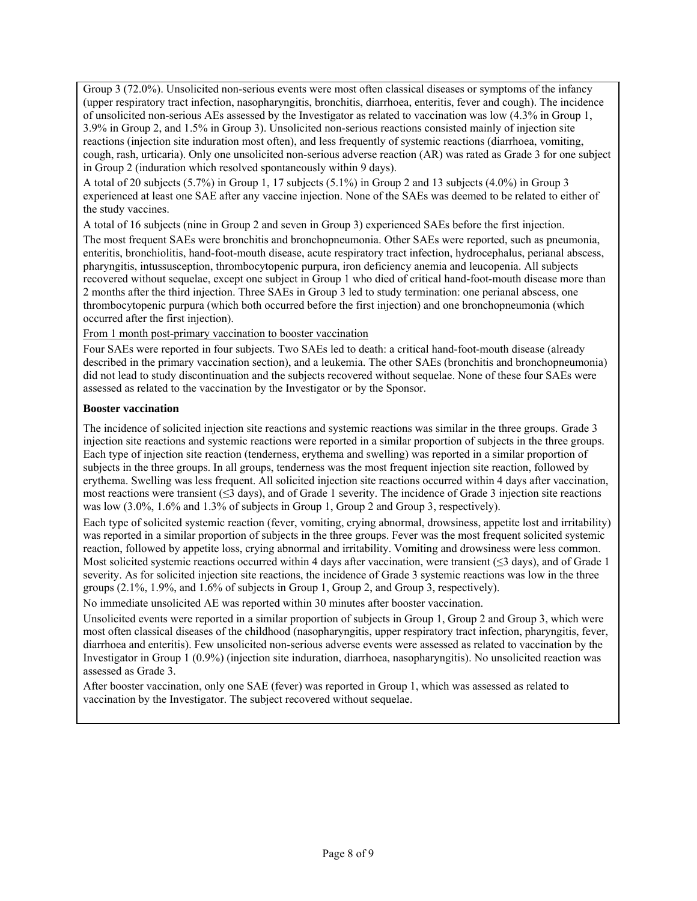Group 3 (72.0%). Unsolicited non-serious events were most often classical diseases or symptoms of the infancy (upper respiratory tract infection, nasopharyngitis, bronchitis, diarrhoea, enteritis, fever and cough). The incidence of unsolicited non-serious AEs assessed by the Investigator as related to vaccination was low (4.3% in Group 1, 3.9% in Group 2, and 1.5% in Group 3). Unsolicited non-serious reactions consisted mainly of injection site reactions (injection site induration most often), and less frequently of systemic reactions (diarrhoea, vomiting, cough, rash, urticaria). Only one unsolicited non-serious adverse reaction (AR) was rated as Grade 3 for one subject in Group 2 (induration which resolved spontaneously within 9 days).

A total of 20 subjects (5.7%) in Group 1, 17 subjects (5.1%) in Group 2 and 13 subjects (4.0%) in Group 3 experienced at least one SAE after any vaccine injection. None of the SAEs was deemed to be related to either of the study vaccines.

A total of 16 subjects (nine in Group 2 and seven in Group 3) experienced SAEs before the first injection.

The most frequent SAEs were bronchitis and bronchopneumonia. Other SAEs were reported, such as pneumonia, enteritis, bronchiolitis, hand-foot-mouth disease, acute respiratory tract infection, hydrocephalus, perianal abscess, pharyngitis, intussusception, thrombocytopenic purpura, iron deficiency anemia and leucopenia. All subjects recovered without sequelae, except one subject in Group 1 who died of critical hand-foot-mouth disease more than 2 months after the third injection. Three SAEs in Group 3 led to study termination: one perianal abscess, one thrombocytopenic purpura (which both occurred before the first injection) and one bronchopneumonia (which occurred after the first injection).

From 1 month post-primary vaccination to booster vaccination

Four SAEs were reported in four subjects. Two SAEs led to death: a critical hand-foot-mouth disease (already described in the primary vaccination section), and a leukemia. The other SAEs (bronchitis and bronchopneumonia) did not lead to study discontinuation and the subjects recovered without sequelae. None of these four SAEs were assessed as related to the vaccination by the Investigator or by the Sponsor.

**Booster vaccination**

The incidence of solicited injection site reactions and systemic reactions was similar in the three groups. Grade 3 injection site reactions and systemic reactions were reported in a similar proportion of subjects in the three groups. Each type of injection site reaction (tenderness, erythema and swelling) was reported in a similar proportion of subjects in the three groups. In all groups, tenderness was the most frequent injection site reaction, followed by erythema. Swelling was less frequent. All solicited injection site reactions occurred within 4 days after vaccination, most reactions were transient (≤3 days), and of Grade 1 severity. The incidence of Grade 3 injection site reactions was low (3.0%, 1.6% and 1.3% of subjects in Group 1, Group 2 and Group 3, respectively).

Each type of solicited systemic reaction (fever, vomiting, crying abnormal, drowsiness, appetite lost and irritability) was reported in a similar proportion of subjects in the three groups. Fever was the most frequent solicited systemic reaction, followed by appetite loss, crying abnormal and irritability. Vomiting and drowsiness were less common. Most solicited systemic reactions occurred within 4 days after vaccination, were transient (≤3 days), and of Grade 1 severity. As for solicited injection site reactions, the incidence of Grade 3 systemic reactions was low in the three groups (2.1%, 1.9%, and 1.6% of subjects in Group 1, Group 2, and Group 3, respectively).

No immediate unsolicited AE was reported within 30 minutes after booster vaccination.

Unsolicited events were reported in a similar proportion of subjects in Group 1, Group 2 and Group 3, which were most often classical diseases of the childhood (nasopharyngitis, upper respiratory tract infection, pharyngitis, fever, diarrhoea and enteritis). Few unsolicited non-serious adverse events were assessed as related to vaccination by the Investigator in Group 1 (0.9%) (injection site induration, diarrhoea, nasopharyngitis). No unsolicited reaction was assessed as Grade 3.

After booster vaccination, only one SAE (fever) was reported in Group 1, which was assessed as related to vaccination by the Investigator. The subject recovered without sequelae.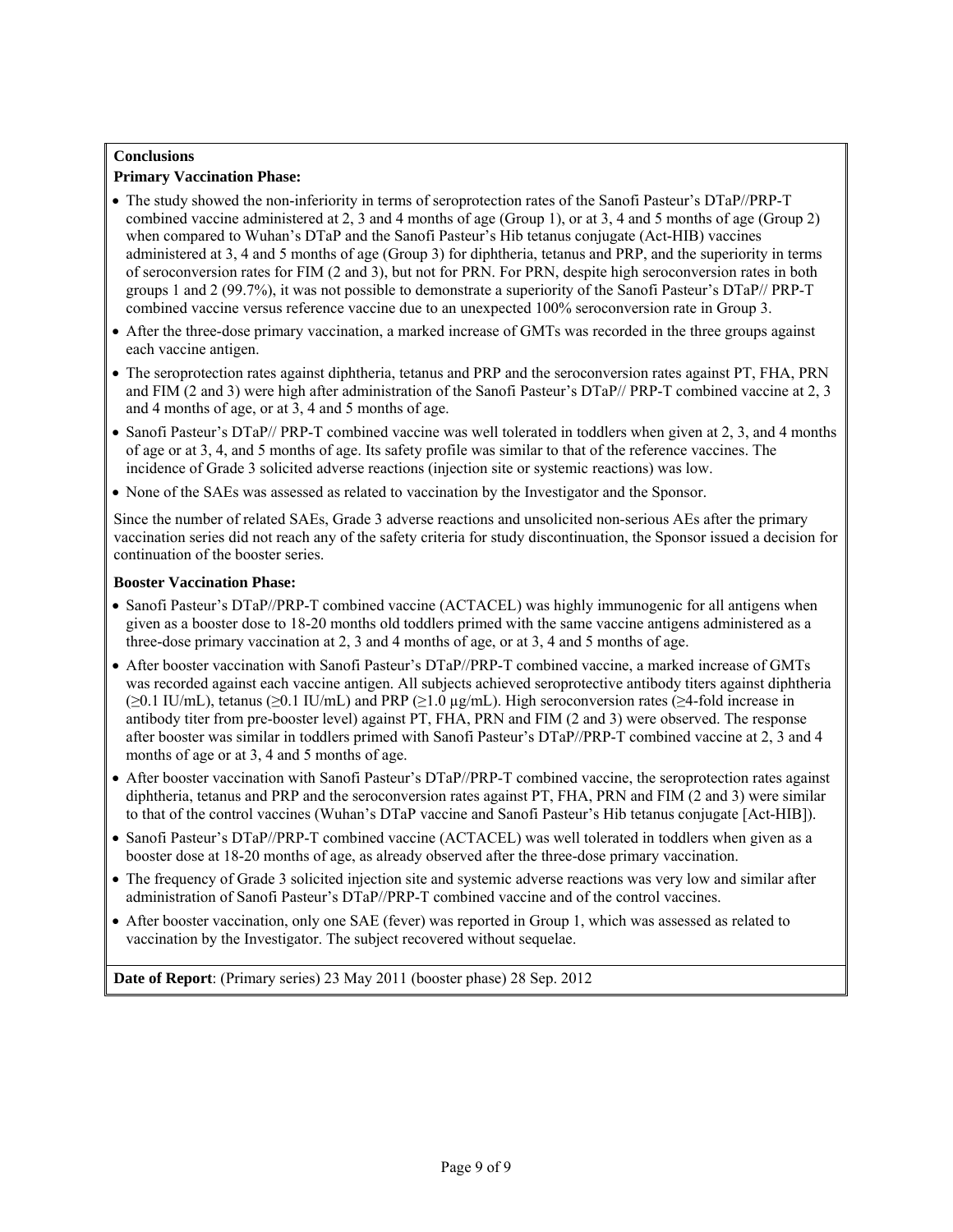**Conclusions**

**Primary Vaccination Phase:**

- The study showed the non-inferiority in terms of seroprotection rates of the Sanofi Pasteur's DTaP//PRP-T combined vaccine administered at 2, 3 and 4 months of age (Group 1), or at 3, 4 and 5 months of age (Group 2) when compared to Wuhan's DTaP and the Sanofi Pasteur's Hib tetanus conjugate (Act-HIB) vaccines administered at 3, 4 and 5 months of age (Group 3) for diphtheria, tetanus and PRP, and the superiority in terms of seroconversion rates for FIM (2 and 3), but not for PRN. For PRN, despite high seroconversion rates in both groups 1 and 2 (99.7%), it was not possible to demonstrate a superiority of the Sanofi Pasteur's DTaP// PRP-T combined vaccine versus reference vaccine due to an unexpected 100% seroconversion rate in Group 3.
- After the three-dose primary vaccination, a marked increase of GMTs was recorded in the three groups against each vaccine antigen.
- The seroprotection rates against diphtheria, tetanus and PRP and the seroconversion rates against PT, FHA, PRN and FIM (2 and 3) were high after administration of the Sanofi Pasteur's DTaP// PRP-T combined vaccine at 2, 3 and 4 months of age, or at 3, 4 and 5 months of age.
- Sanofi Pasteur's DTaP// PRP-T combined vaccine was well tolerated in toddlers when given at 2, 3, and 4 months of age or at 3, 4, and 5 months of age. Its safety profile was similar to that of the reference vaccines. The incidence of Grade 3 solicited adverse reactions (injection site or systemic reactions) was low.
- None of the SAEs was assessed as related to vaccination by the Investigator and the Sponsor.

Since the number of related SAEs, Grade 3 adverse reactions and unsolicited non-serious AEs after the primary vaccination series did not reach any of the safety criteria for study discontinuation, the Sponsor issued a decision for continuation of the booster series.

**Booster Vaccination Phase:**

- Sanofi Pasteur's DTaP//PRP-T combined vaccine (ACTACEL) was highly immunogenic for all antigens when given as a booster dose to 18-20 months old toddlers primed with the same vaccine antigens administered as a three-dose primary vaccination at 2, 3 and 4 months of age, or at 3, 4 and 5 months of age.
- After booster vaccination with Sanofi Pasteur's DTaP//PRP-T combined vaccine, a marked increase of GMTs was recorded against each vaccine antigen. All subjects achieved seroprotective antibody titers against diphtheria ($\geq$0.1 IU/mL), tetanus ($\geq$0.1 IU/mL) and PRP ($\geq$1.0 µg/mL). High seroconversion rates ($\geq$4-fold increase in antibody titer from pre-booster level) against PT, FHA, PRN and FIM (2 and 3) were observed. The response after booster was similar in toddlers primed with Sanofi Pasteur's DTaP//PRP-T combined vaccine at 2, 3 and 4 months of age or at 3, 4 and 5 months of age.
- After booster vaccination with Sanofi Pasteur's DTaP//PRP-T combined vaccine, the seroprotection rates against diphtheria, tetanus and PRP and the seroconversion rates against PT, FHA, PRN and FIM (2 and 3) were similar to that of the control vaccines (Wuhan's DTaP vaccine and Sanofi Pasteur's Hib tetanus conjugate [Act-HIB]).
- Sanofi Pasteur's DTaP//PRP-T combined vaccine (ACTACEL) was well tolerated in toddlers when given as a booster dose at 18-20 months of age, as already observed after the three-dose primary vaccination.
- The frequency of Grade 3 solicited injection site and systemic adverse reactions was very low and similar after administration of Sanofi Pasteur's DTaP//PRP-T combined vaccine and of the control vaccines.
- After booster vaccination, only one SAE (fever) was reported in Group 1, which was assessed as related to vaccination by the Investigator. The subject recovered without sequelae.

**Date of Report**: (Primary series) 23 May 2011 (booster phase) 28 Sep. 2012